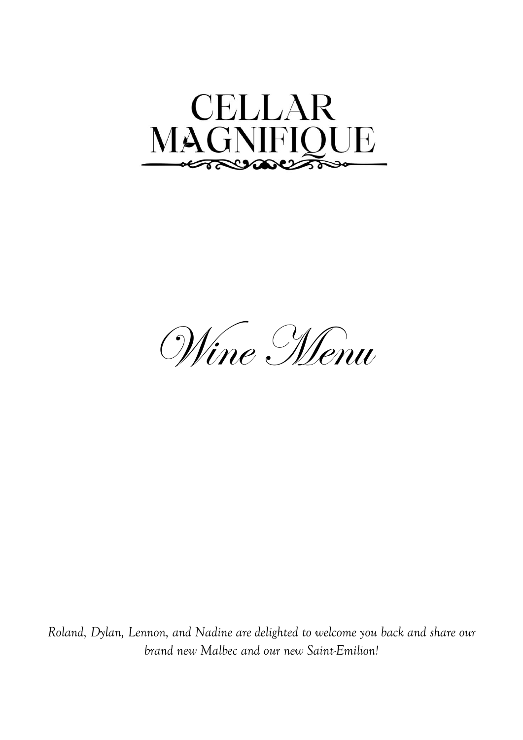# CELLAR MAGNIFIQUE

## *Wine Menu*

*Roland, Dylan, Lennon, and Nadine are delighted to welcome you back and share our brand new Malbec and our new Saint-Emilion!*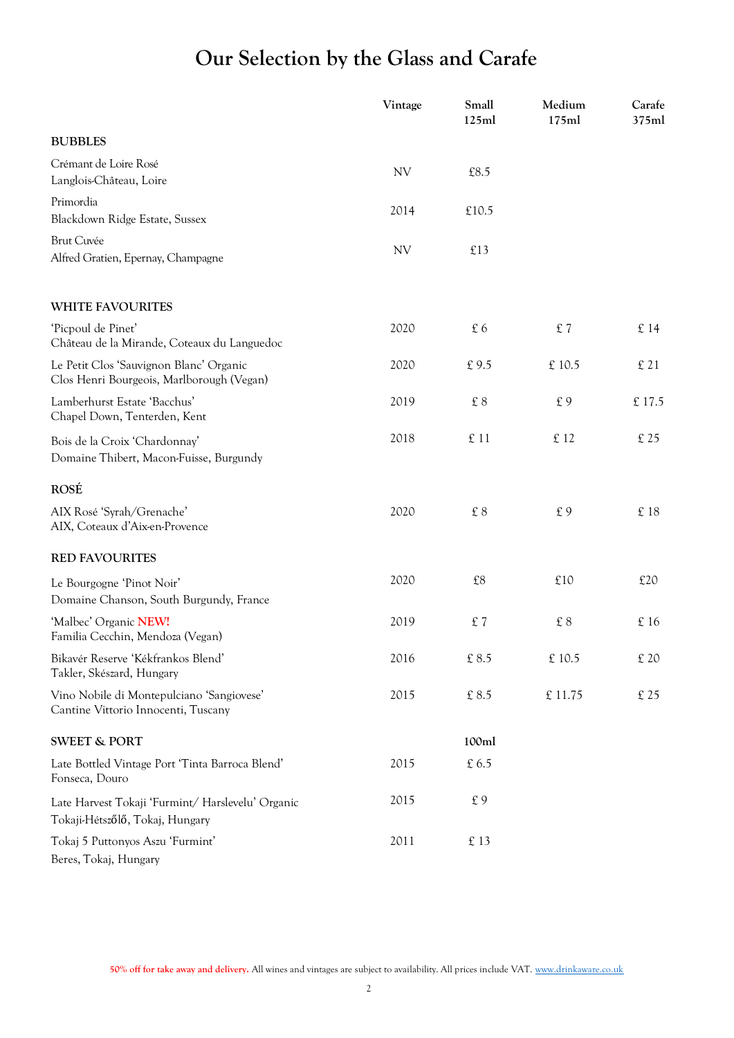# Our Selection by the Glass and Carafe

| | Vintage | Small 125ml | Medium 175ml | Carafe 375ml |
|---|---|---|---|---|
| **BUBBLES** | | | | |
| Crémant de Loire Rosé<br>Langlois-Château, Loire | NV | £8.5 | | |
| Primordia<br>Blackdown Ridge Estate, Sussex | 2014 | £10.5 | | |
| Brut Cuvée<br>Alfred Gratien, Epernay, Champagne | NV | £13 | | |
| **WHITE FAVOURITES** | | | | |
| 'Picpoul de Pinet'<br>Château de la Mirande, Coteaux du Languedoc | 2020 | £ 6 | £ 7 | £ 14 |
| Le Petit Clos 'Sauvignon Blanc' Organic<br>Clos Henri Bourgeois, Marlborough (Vegan) | 2020 | £ 9.5 | £ 10.5 | £ 21 |
| Lamberhurst Estate 'Bacchus'<br>Chapel Down, Tenterden, Kent | 2019 | £ 8 | £ 9 | £ 17.5 |
| Bois de la Croix 'Chardonnay'<br>Domaine Thibert, Macon-Fuisse, Burgundy | 2018 | £ 11 | £ 12 | £ 25 |
| **ROSÉ** | | | | |
| AIX Rosé 'Syrah/Grenache'<br>AIX, Coteaux d'Aix-en-Provence | 2020 | £ 8 | £ 9 | £ 18 |
| **RED FAVOURITES** | | | | |
| Le Bourgogne 'Pinot Noir'<br>Domaine Chanson, South Burgundy, France | 2020 | £8 | £10 | £20 |
| 'Malbec' Organic NEW!<br>Familia Cecchin, Mendoza (Vegan) | 2019 | £ 7 | £ 8 | £ 16 |
| Bikavér Reserve 'Kékfrankos Blend'<br>Takler, Skészard, Hungary | 2016 | £ 8.5 | £ 10.5 | £ 20 |
| Vino Nobile di Montepulciano 'Sangiovese'<br>Cantine Vittorio Innocenti, Tuscany | 2015 | £ 8.5 | £ 11.75 | £ 25 |
| **SWEET & PORT** | | **100ml** | | |
| Late Bottled Vintage Port 'Tinta Barroca Blend'<br>Fonseca, Douro | 2015 | £ 6.5 | | |
| Late Harvest Tokaji 'Furmint/ Harslevelu' Organic<br>Tokaji-Hétszőlő, Tokaj, Hungary | 2015 | £ 9 | | |
| Tokaj 5 Puttonyos Aszu 'Furmint'<br>Beres, Tokaj, Hungary | 2011 | £ 13 | | |

50% off for take away and delivery. All wines and vintages are subject to availability. All prices include VAT. www.drinkaware.co.uk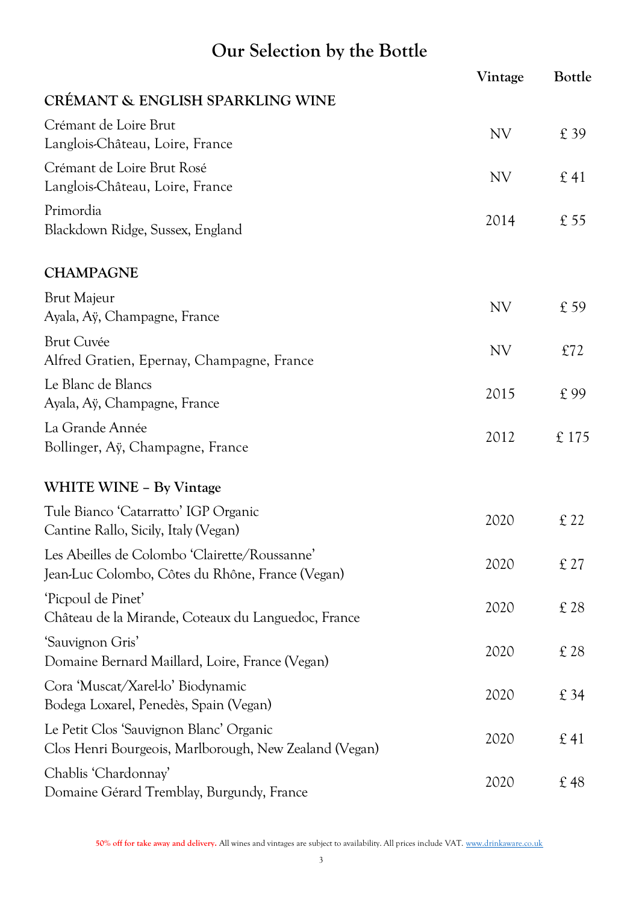# Our Selection by the Bottle

| | Vintage | Bottle |
|---|---|---|
| **CRÉMANT & ENGLISH SPARKLING WINE** | | |
| Crémant de Loire Brut<br>Langlois-Château, Loire, France | NV | £ 39 |
| Crémant de Loire Brut Rosé<br>Langlois-Château, Loire, France | NV | £ 41 |
| Primordia<br>Blackdown Ridge, Sussex, England | 2014 | £ 55 |
| **CHAMPAGNE** | | |
| Brut Majeur<br>Ayala, Aÿ, Champagne, France | NV | £ 59 |
| Brut Cuvée<br>Alfred Gratien, Epernay, Champagne, France | NV | £72 |
| Le Blanc de Blancs<br>Ayala, Aÿ, Champagne, France | 2015 | £ 99 |
| La Grande Année<br>Bollinger, Aÿ, Champagne, France | 2012 | £ 175 |
| **WHITE WINE – By Vintage** | | |
| Tule Bianco 'Catarratto' IGP Organic<br>Cantine Rallo, Sicily, Italy (Vegan) | 2020 | £ 22 |
| Les Abeilles de Colombo 'Clairette/Roussanne'<br>Jean-Luc Colombo, Côtes du Rhône, France (Vegan) | 2020 | £ 27 |
| 'Picpoul de Pinet'<br>Château de la Mirande, Coteaux du Languedoc, France | 2020 | £ 28 |
| 'Sauvignon Gris'<br>Domaine Bernard Maillard, Loire, France (Vegan) | 2020 | £ 28 |
| Cora 'Muscat/Xarel-lo' Biodynamic<br>Bodega Loxarel, Penedès, Spain (Vegan) | 2020 | £ 34 |
| Le Petit Clos 'Sauvignon Blanc' Organic<br>Clos Henri Bourgeois, Marlborough, New Zealand (Vegan) | 2020 | £ 41 |
| Chablis 'Chardonnay'<br>Domaine Gérard Tremblay, Burgundy, France | 2020 | £ 48 |

50% off for take away and delivery. All wines and vintages are subject to availability. All prices include VAT. www.drinkaware.co.uk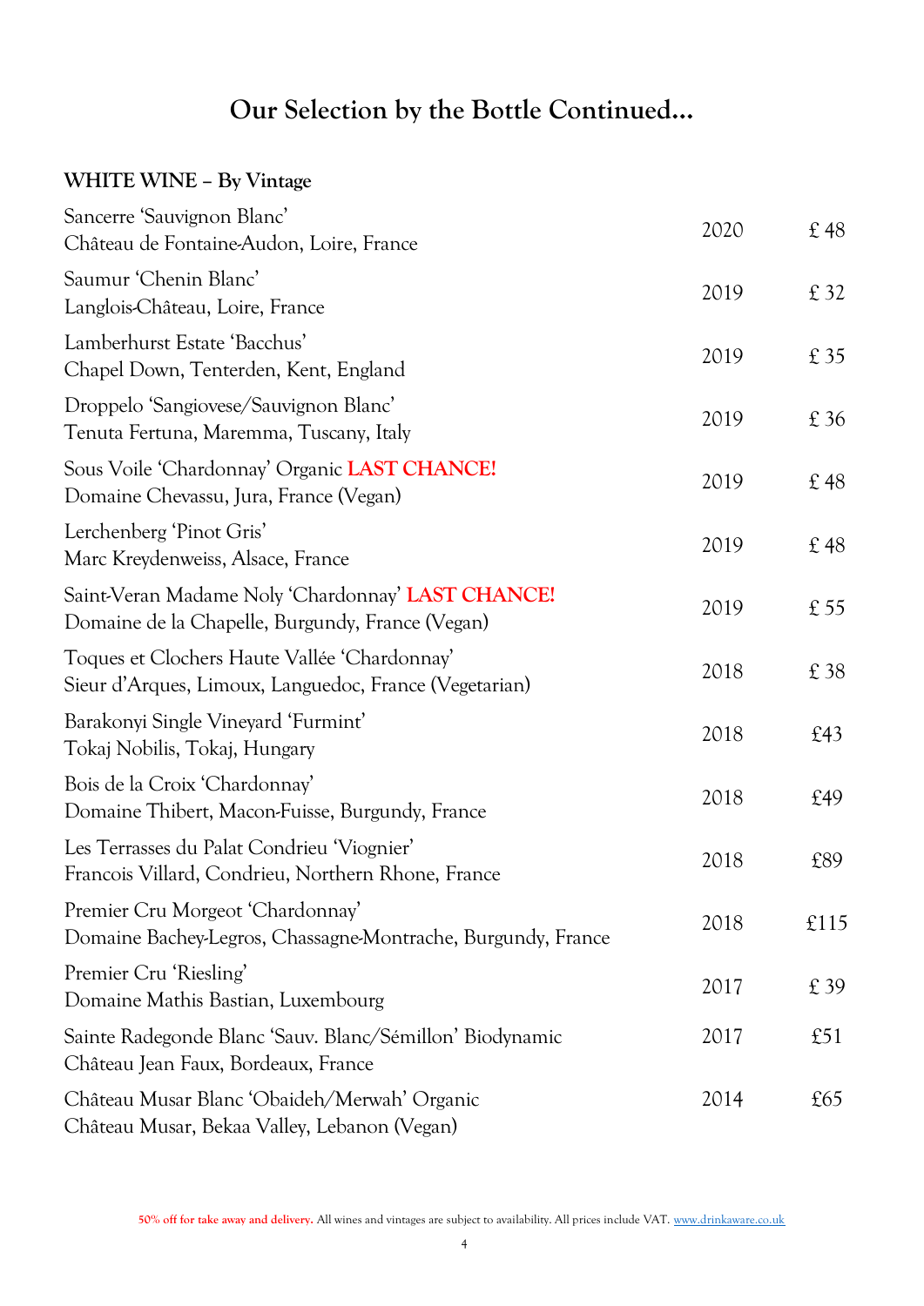# Our Selection by the Bottle Continued…

## WHITE WINE – By Vintage

| Wine | Vintage | Price |
|---|---|---|
| Sancerre 'Sauvignon Blanc'<br>Château de Fontaine-Audon, Loire, France | 2020 | £ 48 |
| Saumur 'Chenin Blanc'<br>Langlois-Château, Loire, France | 2019 | £ 32 |
| Lamberhurst Estate 'Bacchus'<br>Chapel Down, Tenterden, Kent, England | 2019 | £ 35 |
| Droppelo 'Sangiovese/Sauvignon Blanc'<br>Tenuta Fertuna, Maremma, Tuscany, Italy | 2019 | £ 36 |
| Sous Voile 'Chardonnay' Organic **LAST CHANCE!**<br>Domaine Chevassu, Jura, France (Vegan) | 2019 | £ 48 |
| Lerchenberg 'Pinot Gris'<br>Marc Kreydenweiss, Alsace, France | 2019 | £ 48 |
| Saint-Veran Madame Noly 'Chardonnay' **LAST CHANCE!**<br>Domaine de la Chapelle, Burgundy, France (Vegan) | 2019 | £ 55 |
| Toques et Clochers Haute Vallée 'Chardonnay'<br>Sieur d'Arques, Limoux, Languedoc, France (Vegetarian) | 2018 | £ 38 |
| Barakonyi Single Vineyard 'Furmint'<br>Tokaj Nobilis, Tokaj, Hungary | 2018 | £43 |
| Bois de la Croix 'Chardonnay'<br>Domaine Thibert, Macon-Fuisse, Burgundy, France | 2018 | £49 |
| Les Terrasses du Palat Condrieu 'Viognier'<br>Francois Villard, Condrieu, Northern Rhone, France | 2018 | £89 |
| Premier Cru Morgeot 'Chardonnay'<br>Domaine Bachey-Legros, Chassagne-Montrache, Burgundy, France | 2018 | £115 |
| Premier Cru 'Riesling'<br>Domaine Mathis Bastian, Luxembourg | 2017 | £ 39 |
| Sainte Radegonde Blanc 'Sauv. Blanc/Sémillon' Biodynamic<br>Château Jean Faux, Bordeaux, France | 2017 | £51 |
| Château Musar Blanc 'Obaideh/Merwah' Organic<br>Château Musar, Bekaa Valley, Lebanon (Vegan) | 2014 | £65 |

**50% off for take away and delivery.** All wines and vintages are subject to availability. All prices include VAT. www.drinkaware.co.uk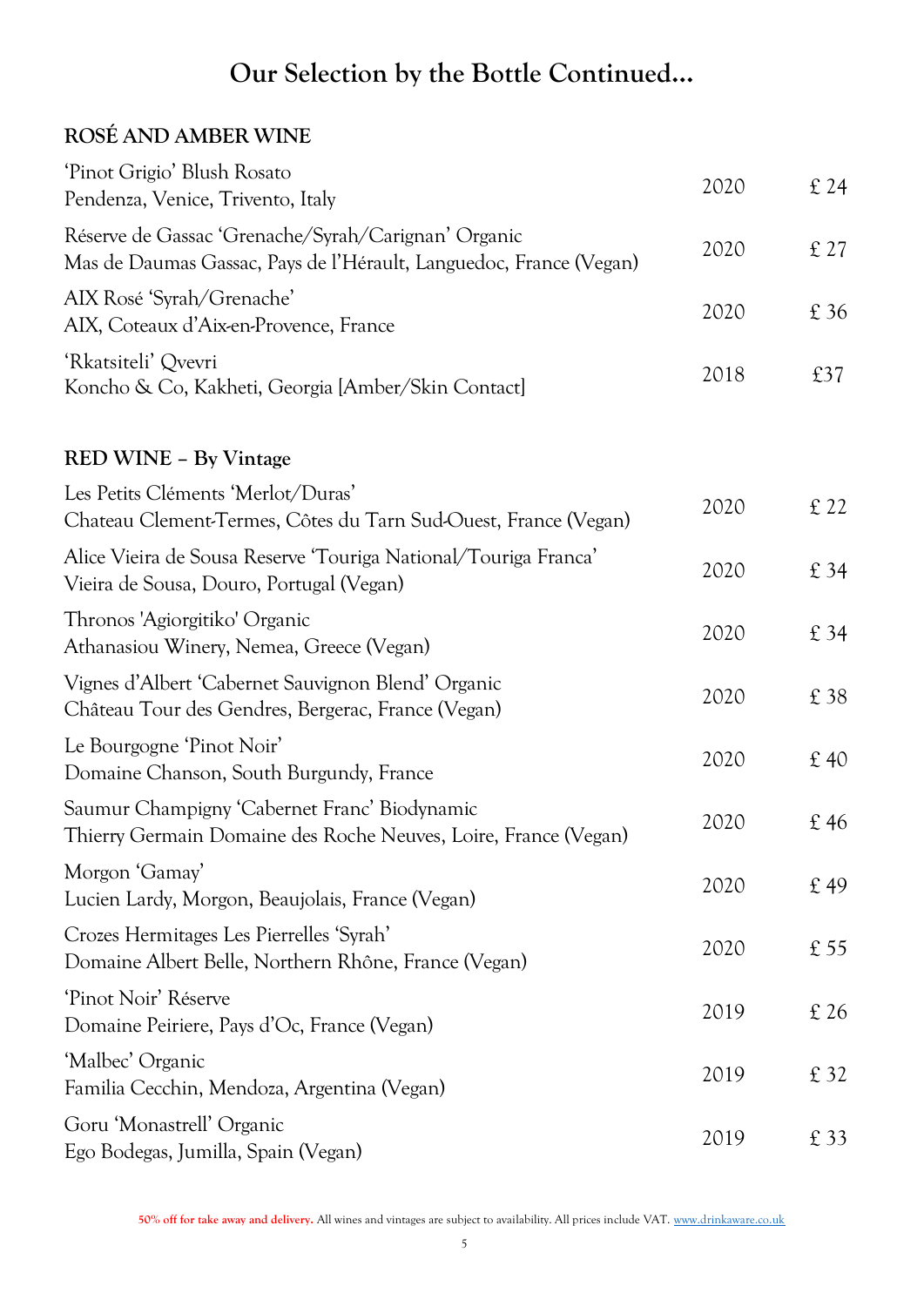# Our Selection by the Bottle Continued…

## ROSÉ AND AMBER WINE

| Wine | Vintage | Price |
|---|---|---|
| 'Pinot Grigio' Blush Rosato<br>Pendenza, Venice, Trivento, Italy | 2020 | £ 24 |
| Réserve de Gassac 'Grenache/Syrah/Carignan' Organic<br>Mas de Daumas Gassac, Pays de l'Hérault, Languedoc, France (Vegan) | 2020 | £ 27 |
| AIX Rosé 'Syrah/Grenache'<br>AIX, Coteaux d'Aix-en-Provence, France | 2020 | £ 36 |
| 'Rkatsiteli' Qvevri<br>Koncho & Co, Kakheti, Georgia [Amber/Skin Contact] | 2018 | £37 |

## RED WINE – By Vintage

| Wine | Vintage | Price |
|---|---|---|
| Les Petits Cléments 'Merlot/Duras'<br>Chateau Clement-Termes, Côtes du Tarn Sud-Ouest, France (Vegan) | 2020 | £ 22 |
| Alice Vieira de Sousa Reserve 'Touriga National/Touriga Franca'<br>Vieira de Sousa, Douro, Portugal (Vegan) | 2020 | £ 34 |
| Thronos 'Agiorgitiko' Organic<br>Athanasiou Winery, Nemea, Greece (Vegan) | 2020 | £ 34 |
| Vignes d'Albert 'Cabernet Sauvignon Blend' Organic<br>Château Tour des Gendres, Bergerac, France (Vegan) | 2020 | £ 38 |
| Le Bourgogne 'Pinot Noir'<br>Domaine Chanson, South Burgundy, France | 2020 | £ 40 |
| Saumur Champigny 'Cabernet Franc' Biodynamic<br>Thierry Germain Domaine des Roche Neuves, Loire, France (Vegan) | 2020 | £ 46 |
| Morgon 'Gamay'<br>Lucien Lardy, Morgon, Beaujolais, France (Vegan) | 2020 | £ 49 |
| Crozes Hermitages Les Pierrelles 'Syrah'<br>Domaine Albert Belle, Northern Rhône, France (Vegan) | 2020 | £ 55 |
| 'Pinot Noir' Réserve<br>Domaine Peiriere, Pays d'Oc, France (Vegan) | 2019 | £ 26 |
| 'Malbec' Organic<br>Familia Cecchin, Mendoza, Argentina (Vegan) | 2019 | £ 32 |
| Goru 'Monastrell' Organic<br>Ego Bodegas, Jumilla, Spain (Vegan) | 2019 | £ 33 |

**50% off for take away and delivery.** All wines and vintages are subject to availability. All prices include VAT. www.drinkaware.co.uk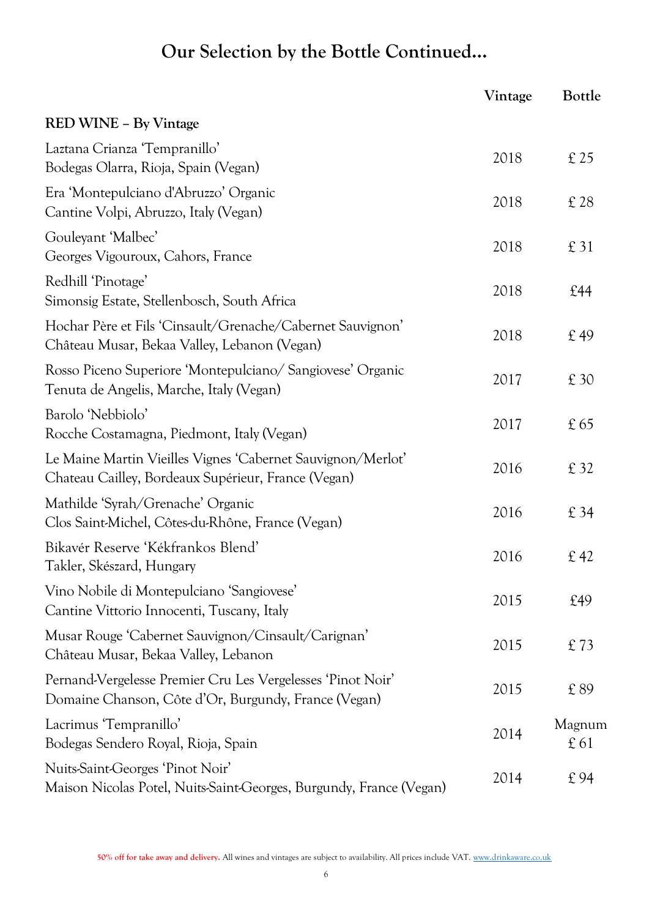# Our Selection by the Bottle Continued…

| RED WINE – By Vintage | Vintage | Bottle |
|---|---|---|
| Laztana Crianza 'Tempranillo'<br>Bodegas Olarra, Rioja, Spain (Vegan) | 2018 | £ 25 |
| Era 'Montepulciano d'Abruzzo' Organic<br>Cantine Volpi, Abruzzo, Italy (Vegan) | 2018 | £ 28 |
| Gouleyant 'Malbec'<br>Georges Vigouroux, Cahors, France | 2018 | £ 31 |
| Redhill 'Pinotage'<br>Simonsig Estate, Stellenbosch, South Africa | 2018 | £44 |
| Hochar Père et Fils 'Cinsault/Grenache/Cabernet Sauvignon'<br>Château Musar, Bekaa Valley, Lebanon (Vegan) | 2018 | £ 49 |
| Rosso Piceno Superiore 'Montepulciano/ Sangiovese' Organic<br>Tenuta de Angelis, Marche, Italy (Vegan) | 2017 | £ 30 |
| Barolo 'Nebbiolo'<br>Rocche Costamagna, Piedmont, Italy (Vegan) | 2017 | £ 65 |
| Le Maine Martin Vieilles Vignes 'Cabernet Sauvignon/Merlot'<br>Chateau Cailley, Bordeaux Supérieur, France (Vegan) | 2016 | £ 32 |
| Mathilde 'Syrah/Grenache' Organic<br>Clos Saint-Michel, Côtes-du-Rhône, France (Vegan) | 2016 | £ 34 |
| Bikavér Reserve 'Kékfrankos Blend'<br>Takler, Skészard, Hungary | 2016 | £ 42 |
| Vino Nobile di Montepulciano 'Sangiovese'<br>Cantine Vittorio Innocenti, Tuscany, Italy | 2015 | £49 |
| Musar Rouge 'Cabernet Sauvignon/Cinsault/Carignan'<br>Château Musar, Bekaa Valley, Lebanon | 2015 | £ 73 |
| Pernand-Vergelesse Premier Cru Les Vergelesses 'Pinot Noir'<br>Domaine Chanson, Côte d'Or, Burgundy, France (Vegan) | 2015 | £ 89 |
| Lacrimus 'Tempranillo'<br>Bodegas Sendero Royal, Rioja, Spain | 2014 | Magnum<br>£ 61 |
| Nuits-Saint-Georges 'Pinot Noir'<br>Maison Nicolas Potel, Nuits-Saint-Georges, Burgundy, France (Vegan) | 2014 | £ 94 |

**50% off for take away and delivery.** All wines and vintages are subject to availability. All prices include VAT. www.drinkaware.co.uk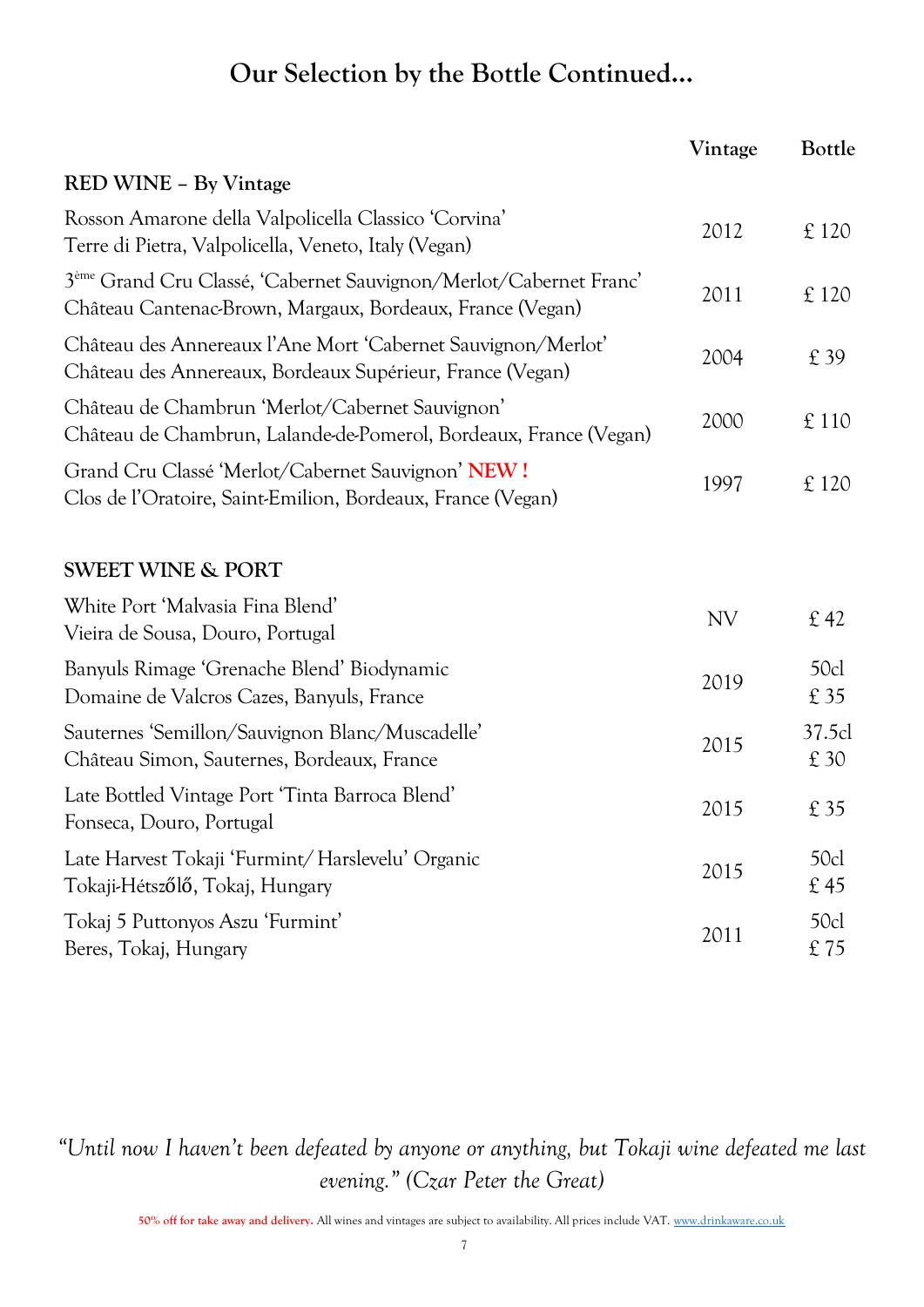# Our Selection by the Bottle Continued…

| | Vintage | Bottle |
|---|---|---|
| **RED WINE – By Vintage** | | |
| Rosson Amarone della Valpolicella Classico 'Corvina'<br>Terre di Pietra, Valpolicella, Veneto, Italy (Vegan) | 2012 | £ 120 |
| 3ème Grand Cru Classé, 'Cabernet Sauvignon/Merlot/Cabernet Franc'<br>Château Cantenac-Brown, Margaux, Bordeaux, France (Vegan) | 2011 | £ 120 |
| Château des Annereaux l'Ane Mort 'Cabernet Sauvignon/Merlot'<br>Château des Annereaux, Bordeaux Supérieur, France (Vegan) | 2004 | £ 39 |
| Château de Chambrun 'Merlot/Cabernet Sauvignon'<br>Château de Chambrun, Lalande-de-Pomerol, Bordeaux, France (Vegan) | 2000 | £ 110 |
| Grand Cru Classé 'Merlot/Cabernet Sauvignon' **NEW !**<br>Clos de l'Oratoire, Saint-Emilion, Bordeaux, France (Vegan) | 1997 | £ 120 |
| **SWEET WINE & PORT** | | |
| White Port 'Malvasia Fina Blend'<br>Vieira de Sousa, Douro, Portugal | NV | £ 42 |
| Banyuls Rimage 'Grenache Blend' Biodynamic<br>Domaine de Valcros Cazes, Banyuls, France | 2019 | 50cl<br>£ 35 |
| Sauternes 'Semillon/Sauvignon Blanc/Muscadelle'<br>Château Simon, Sauternes, Bordeaux, France | 2015 | 37.5cl<br>£ 30 |
| Late Bottled Vintage Port 'Tinta Barroca Blend'<br>Fonseca, Douro, Portugal | 2015 | £ 35 |
| Late Harvest Tokaji 'Furmint/ Harslevelu' Organic<br>Tokaji-Hétszőlő, Tokaj, Hungary | 2015 | 50cl<br>£ 45 |
| Tokaj 5 Puttonyos Aszu 'Furmint'<br>Beres, Tokaj, Hungary | 2011 | 50cl<br>£ 75 |

*"Until now I haven't been defeated by anyone or anything, but Tokaji wine defeated me last evening." (Czar Peter the Great)*

**50% off for take away and delivery.** All wines and vintages are subject to availability. All prices include VAT. www.drinkaware.co.uk